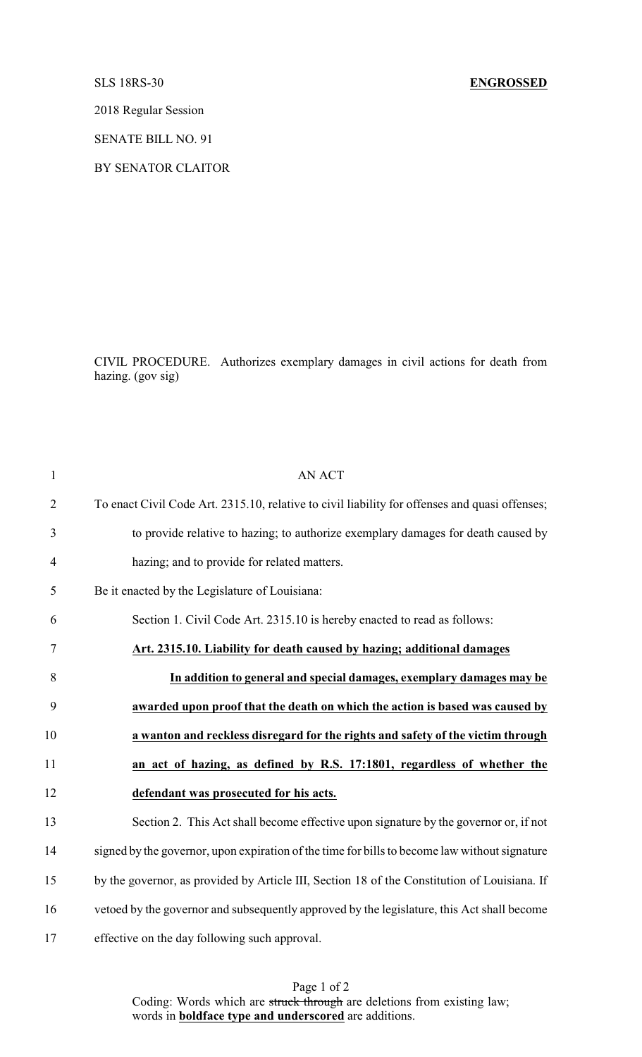SLS 18RS-30 **ENGROSSED**

2018 Regular Session

SENATE BILL NO. 91

BY SENATOR CLAITOR

CIVIL PROCEDURE. Authorizes exemplary damages in civil actions for death from hazing. (gov sig)

AN ACT

To enact Civil Code Art. 2315.10, relative to civil liability for offenses and quasi offenses; to provide relative to hazing; to authorize exemplary damages for death caused by hazing; and to provide for related matters.

Be it enacted by the Legislature of Louisiana:

Section 1. Civil Code Art. 2315.10 is hereby enacted to read as follows:

**Art. 2315.10. Liability for death caused by hazing; additional damages**

**In addition to general and special damages, exemplary damages may be awarded upon proof that the death on which the action is based was caused by a wanton and reckless disregard for the rights and safety of the victim through an act of hazing, as defined by R.S. 17:1801, regardless of whether the defendant was prosecuted for his acts.**

Section 2. This Act shall become effective upon signature by the governor or, if not signed by the governor, upon expiration of the time for bills to become law without signature by the governor, as provided by Article III, Section 18 of the Constitution of Louisiana. If vetoed by the governor and subsequently approved by the legislature, this Act shall become effective on the day following such approval.

Coding: Words which are ~~struck through~~ are deletions from existing law; words in **boldface type and underscored** are additions.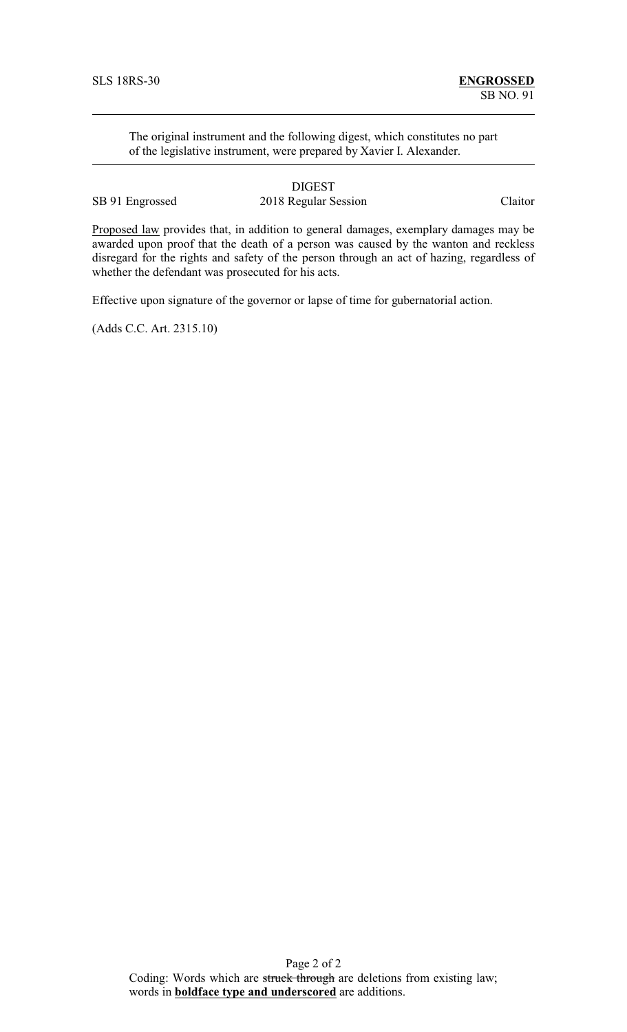SLS 18RS-30 **ENGROSSED**
SB NO. 91

The original instrument and the following digest, which constitutes no part of the legislative instrument, were prepared by Xavier I. Alexander.

DIGEST

SB 91 Engrossed 2018 Regular Session Claitor

Proposed law provides that, in addition to general damages, exemplary damages may be awarded upon proof that the death of a person was caused by the wanton and reckless disregard for the rights and safety of the person through an act of hazing, regardless of whether the defendant was prosecuted for his acts.

Effective upon signature of the governor or lapse of time for gubernatorial action.

(Adds C.C. Art. 2315.10)

Coding: Words which are ~~struck through~~ are deletions from existing law; words in **boldface type and underscored** are additions.